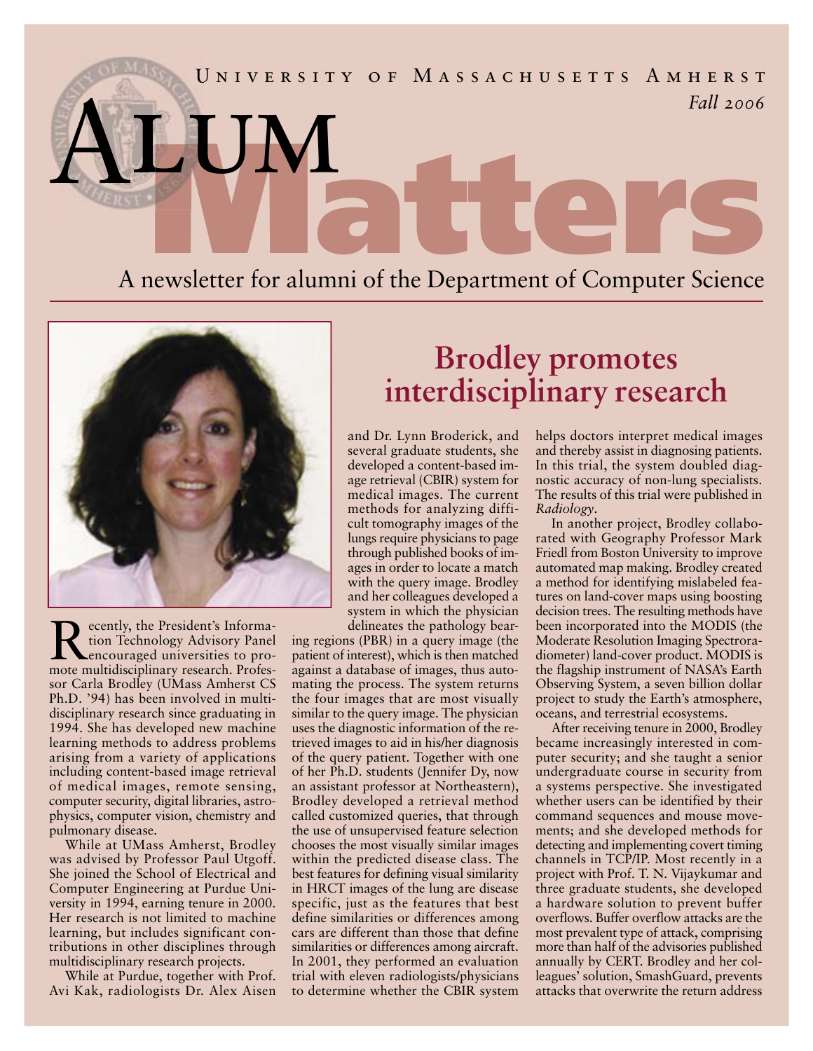University of Massachusetts Amherst

*Fall 2006*

# Alum Matters

A newsletter for alumni of the Department of Computer Science

## Brodley promotes interdisciplinary research

Recently, the President's Information Technology Advisory Panel encouraged universities to promote multidisciplinary research. Professor Carla Brodley (UMass Amherst CS Ph.D. '94) has been involved in multidisciplinary research since graduating in 1994. She has developed new machine learning methods to address problems arising from a variety of applications including content-based image retrieval of medical images, remote sensing, computer security, digital libraries, astrophysics, computer vision, chemistry and pulmonary disease.

While at UMass Amherst, Brodley was advised by Professor Paul Utgoff. She joined the School of Electrical and Computer Engineering at Purdue University in 1994, earning tenure in 2000. Her research is not limited to machine learning, but includes significant contributions in other disciplines through multidisciplinary research projects.

While at Purdue, together with Prof. Avi Kak, radiologists Dr. Alex Aisen and Dr. Lynn Broderick, and several graduate students, she developed a content-based image retrieval (CBIR) system for medical images. The current methods for analyzing difficult tomography images of the lungs require physicians to page through published books of images in order to locate a match with the query image. Brodley and her colleagues developed a system in which the physician delineates the pathology bearing regions (PBR) in a query image (the patient of interest), which is then matched against a database of images, thus automating the process. The system returns the four images that are most visually similar to the query image. The physician uses the diagnostic information of the retrieved images to aid in his/her diagnosis of the query patient. Together with one of her Ph.D. students (Jennifer Dy, now an assistant professor at Northeastern), Brodley developed a retrieval method called customized queries, that through the use of unsupervised feature selection chooses the most visually similar images within the predicted disease class. The best features for defining visual similarity in HRCT images of the lung are disease specific, just as the features that best define similarities or differences among cars are different than those that define similarities or differences among aircraft. In 2001, they performed an evaluation trial with eleven radiologists/physicians to determine whether the CBIR system helps doctors interpret medical images and thereby assist in diagnosing patients. In this trial, the system doubled diagnostic accuracy of non-lung specialists. The results of this trial were published in *Radiology*.

In another project, Brodley collaborated with Geography Professor Mark Friedl from Boston University to improve automated map making. Brodley created a method for identifying mislabeled features on land-cover maps using boosting decision trees. The resulting methods have been incorporated into the MODIS (the Moderate Resolution Imaging Spectroradiometer) land-cover product. MODIS is the flagship instrument of NASA's Earth Observing System, a seven billion dollar project to study the Earth's atmosphere, oceans, and terrestrial ecosystems.

After receiving tenure in 2000, Brodley became increasingly interested in computer security; and she taught a senior undergraduate course in security from a systems perspective. She investigated whether users can be identified by their command sequences and mouse movements; and she developed methods for detecting and implementing covert timing channels in TCP/IP. Most recently in a project with Prof. T. N. Vijaykumar and three graduate students, she developed a hardware solution to prevent buffer overflows. Buffer overflow attacks are the most prevalent type of attack, comprising more than half of the advisories published annually by CERT. Brodley and her colleagues' solution, SmashGuard, prevents attacks that overwrite the return address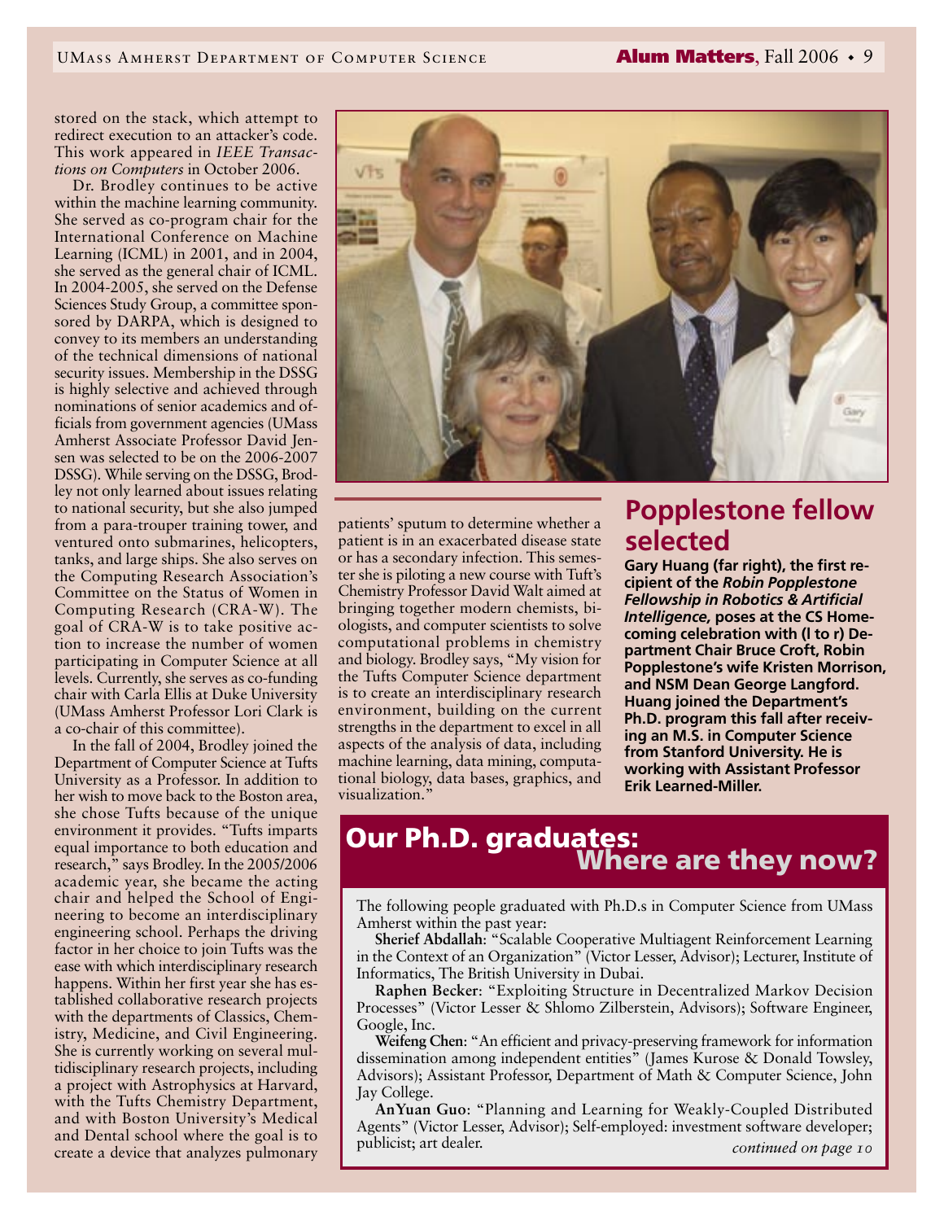stored on the stack, which attempt to redirect execution to an attacker's code. This work appeared in *IEEE Transactions on Computers* in October 2006.

Dr. Brodley continues to be active within the machine learning community. She served as co-program chair for the International Conference on Machine Learning (ICML) in 2001, and in 2004, she served as the general chair of ICML. In 2004-2005, she served on the Defense Sciences Study Group, a committee sponsored by DARPA, which is designed to convey to its members an understanding of the technical dimensions of national security issues. Membership in the DSSG is highly selective and achieved through nominations of senior academics and officials from government agencies (UMass Amherst Associate Professor David Jensen was selected to be on the 2006-2007 DSSG). While serving on the DSSG, Brodley not only learned about issues relating to national security, but she also jumped from a para-trouper training tower, and ventured onto submarines, helicopters, tanks, and large ships. She also serves on the Computing Research Association's Committee on the Status of Women in Computing Research (CRA-W). The goal of CRA-W is to take positive action to increase the number of women participating in Computer Science at all levels. Currently, she serves as co-funding chair with Carla Ellis at Duke University (UMass Amherst Professor Lori Clark is a co-chair of this committee).

In the fall of 2004, Brodley joined the Department of Computer Science at Tufts University as a Professor. In addition to her wish to move back to the Boston area, she chose Tufts because of the unique environment it provides. "Tufts imparts equal importance to both education and research," says Brodley. In the 2005/2006 academic year, she became the acting chair and helped the School of Engineering to become an interdisciplinary engineering school. Perhaps the driving factor in her choice to join Tufts was the ease with which interdisciplinary research happens. Within her first year she has established collaborative research projects with the departments of Classics, Chemistry, Medicine, and Civil Engineering. She is currently working on several multidisciplinary research projects, including a project with Astrophysics at Harvard, with the Tufts Chemistry Department, and with Boston University's Medical and Dental school where the goal is to create a device that analyzes pulmonary patients' sputum to determine whether a patient is in an exacerbated disease state or has a secondary infection. This semester she is piloting a new course with Tuft's Chemistry Professor David Walt aimed at bringing together modern chemists, biologists, and computer scientists to solve computational problems in chemistry and biology. Brodley says, "My vision for the Tufts Computer Science department is to create an interdisciplinary research environment, building on the current strengths in the department to excel in all aspects of the analysis of data, including machine learning, data mining, computational biology, data bases, graphics, and visualization."

## Popplestone fellow selected

**Gary Huang (far right), the first recipient of the *Robin Popplestone Fellowship in Robotics & Artificial Intelligence,* poses at the CS Homecoming celebration with (l to r) Department Chair Bruce Croft, Robin Popplestone's wife Kristen Morrison, and NSM Dean George Langford. Huang joined the Department's Ph.D. program this fall after receiving an M.S. in Computer Science from Stanford University. He is working with Assistant Professor Erik Learned-Miller.**

## Our Ph.D. graduates: Where are they now?

The following people graduated with Ph.D.s in Computer Science from UMass Amherst within the past year:

**Sherief Abdallah**: "Scalable Cooperative Multiagent Reinforcement Learning in the Context of an Organization" (Victor Lesser, Advisor); Lecturer, Institute of Informatics, The British University in Dubai.

**Raphen Becker**: "Exploiting Structure in Decentralized Markov Decision Processes" (Victor Lesser & Shlomo Zilberstein, Advisors); Software Engineer, Google, Inc.

**Weifeng Chen**: "An efficient and privacy-preserving framework for information dissemination among independent entities" (James Kurose & Donald Towsley, Advisors); Assistant Professor, Department of Math & Computer Science, John Jay College.

**AnYuan Guo**: "Planning and Learning for Weakly-Coupled Distributed Agents" (Victor Lesser, Advisor); Self-employed: investment software developer; publicist; art dealer.

*continued on page 10*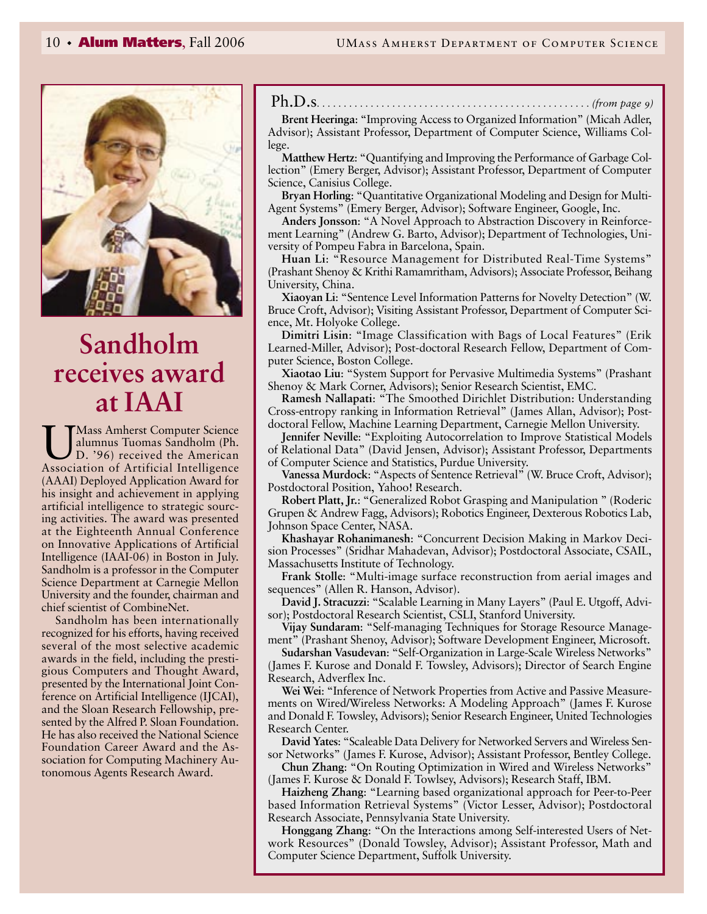# Sandholm receives award at IAAI

UMass Amherst Computer Science alumnus Tuomas Sandholm (Ph. D. '96) received the American Association of Artificial Intelligence (AAAI) Deployed Application Award for his insight and achievement in applying artificial intelligence to strategic sourcing activities. The award was presented at the Eighteenth Annual Conference on Innovative Applications of Artificial Intelligence (IAAI-06) in Boston in July. Sandholm is a professor in the Computer Science Department at Carnegie Mellon University and the founder, chairman and chief scientist of CombineNet.

Sandholm has been internationally recognized for his efforts, having received several of the most selective academic awards in the field, including the prestigious Computers and Thought Award, presented by the International Joint Conference on Artificial Intelligence (IJCAI), and the Sloan Research Fellowship, presented by the Alfred P. Sloan Foundation. He has also received the National Science Foundation Career Award and the Association for Computing Machinery Autonomous Agents Research Award.

## Ph.D.s. *(from page 9)*

**Brent Heeringa**: "Improving Access to Organized Information" (Micah Adler, Advisor); Assistant Professor, Department of Computer Science, Williams College.

**Matthew Hertz**: "Quantifying and Improving the Performance of Garbage Collection" (Emery Berger, Advisor); Assistant Professor, Department of Computer Science, Canisius College.

**Bryan Horling**: "Quantitative Organizational Modeling and Design for Multi-Agent Systems" (Emery Berger, Advisor); Software Engineer, Google, Inc.

**Anders Jonsson**: "A Novel Approach to Abstraction Discovery in Reinforcement Learning" (Andrew G. Barto, Advisor); Department of Technologies, University of Pompeu Fabra in Barcelona, Spain.

**Huan Li**: "Resource Management for Distributed Real-Time Systems" (Prashant Shenoy & Krithi Ramamritham, Advisors); Associate Professor, Beihang University, China.

**Xiaoyan Li**: "Sentence Level Information Patterns for Novelty Detection" (W. Bruce Croft, Advisor); Visiting Assistant Professor, Department of Computer Science, Mt. Holyoke College.

**Dimitri Lisin**: "Image Classification with Bags of Local Features" (Erik Learned-Miller, Advisor); Post-doctoral Research Fellow, Department of Computer Science, Boston College.

**Xiaotao Liu**: "System Support for Pervasive Multimedia Systems" (Prashant Shenoy & Mark Corner, Advisors); Senior Research Scientist, EMC.

**Ramesh Nallapati**: "The Smoothed Dirichlet Distribution: Understanding Cross-entropy ranking in Information Retrieval" (James Allan, Advisor); Postdoctoral Fellow, Machine Learning Department, Carnegie Mellon University.

**Jennifer Neville**: "Exploiting Autocorrelation to Improve Statistical Models of Relational Data" (David Jensen, Advisor); Assistant Professor, Departments of Computer Science and Statistics, Purdue University.

**Vanessa Murdock**: "Aspects of Sentence Retrieval" (W. Bruce Croft, Advisor); Postdoctoral Position, Yahoo! Research.

**Robert Platt, Jr.**: "Generalized Robot Grasping and Manipulation " (Roderic Grupen & Andrew Fagg, Advisors); Robotics Engineer, Dexterous Robotics Lab, Johnson Space Center, NASA.

**Khashayar Rohanimanesh**: "Concurrent Decision Making in Markov Decision Processes" (Sridhar Mahadevan, Advisor); Postdoctoral Associate, CSAIL, Massachusetts Institute of Technology.

**Frank Stolle**: "Multi-image surface reconstruction from aerial images and sequences" (Allen R. Hanson, Advisor).

**David J. Stracuzzi**: "Scalable Learning in Many Layers" (Paul E. Utgoff, Advisor); Postdoctoral Research Scientist, CSLI, Stanford University.

**Vijay Sundaram**: "Self-managing Techniques for Storage Resource Management" (Prashant Shenoy, Advisor); Software Development Engineer, Microsoft.

**Sudarshan Vasudevan**: "Self-Organization in Large-Scale Wireless Networks" (James F. Kurose and Donald F. Towsley, Advisors); Director of Search Engine Research, Adverflex Inc.

**Wei Wei**: "Inference of Network Properties from Active and Passive Measurements on Wired/Wireless Networks: A Modeling Approach" (James F. Kurose and Donald F. Towsley, Advisors); Senior Research Engineer, United Technologies Research Center.

**David Yates**: "Scaleable Data Delivery for Networked Servers and Wireless Sensor Networks" (James F. Kurose, Advisor); Assistant Professor, Bentley College.

**Chun Zhang**: "On Routing Optimization in Wired and Wireless Networks" (James F. Kurose & Donald F. Towlsey, Advisors); Research Staff, IBM.

**Haizheng Zhang**: "Learning based organizational approach for Peer-to-Peer based Information Retrieval Systems" (Victor Lesser, Advisor); Postdoctoral Research Associate, Pennsylvania State University.

**Honggang Zhang**: "On the Interactions among Self-interested Users of Network Resources" (Donald Towsley, Advisor); Assistant Professor, Math and Computer Science Department, Suffolk University.